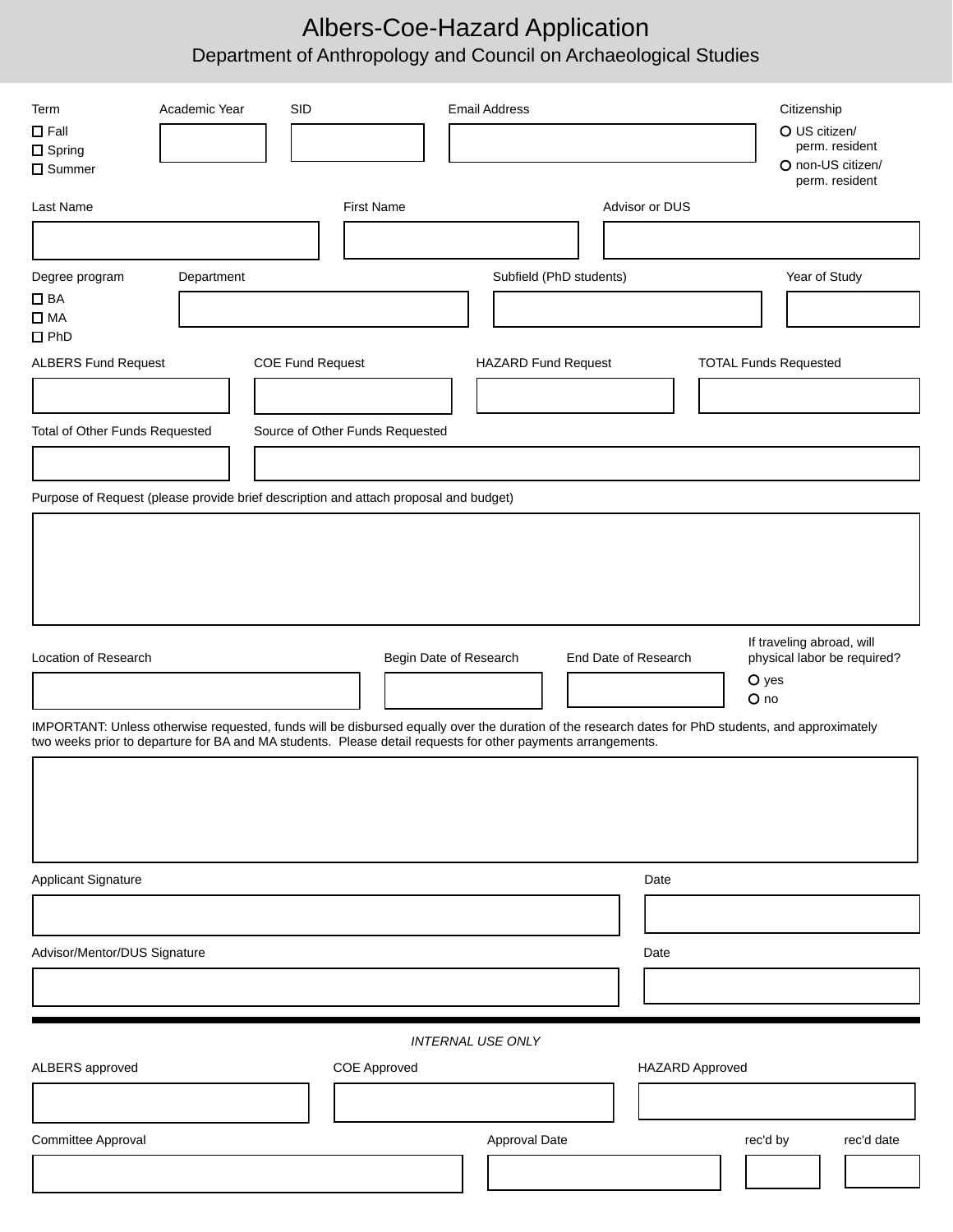# Albers-Coe-Hazard Application

## Department of Anthropology and Council on Archaeological Studies

**Term**
- ☐ Fall
- ☐ Spring
- ☐ Summer

**Academic Year**

**SID**

**Email Address**

**Citizenship**
- ○ US citizen/ perm. resident
- ○ non-US citizen/ perm. resident

**Last Name**

**First Name**

**Advisor or DUS**

**Degree program**
- ☐ BA
- ☐ MA
- ☐ PhD

**Department**

**Subfield (PhD students)**

**Year of Study**

**ALBERS Fund Request**

**COE Fund Request**

**HAZARD Fund Request**

**TOTAL Funds Requested**

**Total of Other Funds Requested**

**Source of Other Funds Requested**

**Purpose of Request (please provide brief description and attach proposal and budget)**

**Location of Research**

**Begin Date of Research**

**End Date of Research**

**If traveling abroad, will physical labor be required?**
- ○ yes
- ○ no

IMPORTANT: Unless otherwise requested, funds will be disbursed equally over the duration of the research dates for PhD students, and approximately two weeks prior to departure for BA and MA students. Please detail requests for other payments arrangements.

**Applicant Signature**

**Date**

**Advisor/Mentor/DUS Signature**

**Date**

---

*INTERNAL USE ONLY*

**ALBERS approved**

**COE Approved**

**HAZARD Approved**

**Committee Approval**

**Approval Date**

**rec'd by**

**rec'd date**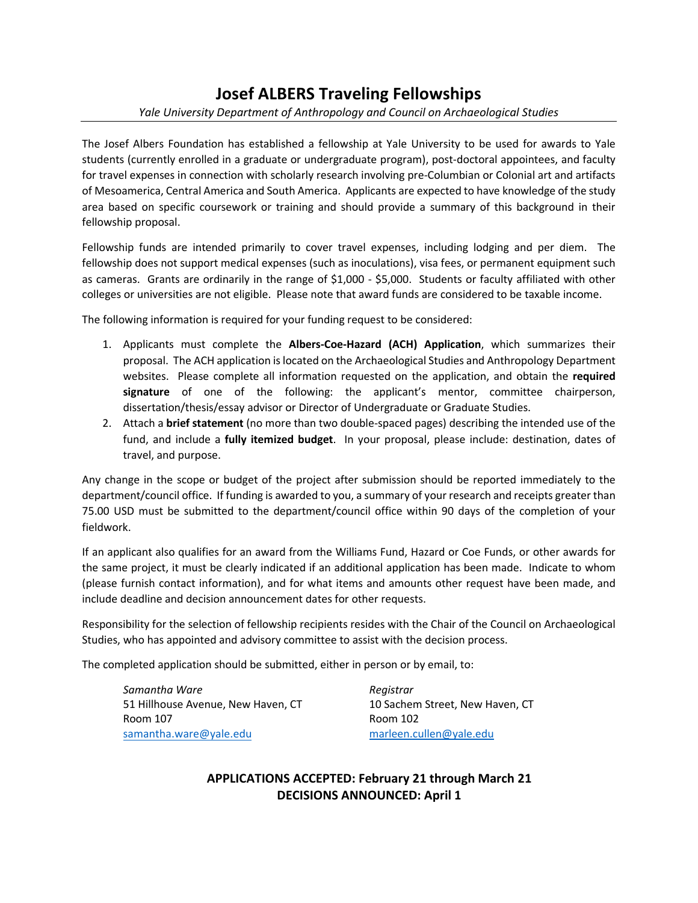# Josef ALBERS Traveling Fellowships

*Yale University Department of Anthropology and Council on Archaeological Studies*

The Josef Albers Foundation has established a fellowship at Yale University to be used for awards to Yale students (currently enrolled in a graduate or undergraduate program), post-doctoral appointees, and faculty for travel expenses in connection with scholarly research involving pre-Columbian or Colonial art and artifacts of Mesoamerica, Central America and South America. Applicants are expected to have knowledge of the study area based on specific coursework or training and should provide a summary of this background in their fellowship proposal.

Fellowship funds are intended primarily to cover travel expenses, including lodging and per diem. The fellowship does not support medical expenses (such as inoculations), visa fees, or permanent equipment such as cameras. Grants are ordinarily in the range of $1,000 - $5,000. Students or faculty affiliated with other colleges or universities are not eligible. Please note that award funds are considered to be taxable income.

The following information is required for your funding request to be considered:

1. Applicants must complete the **Albers-Coe-Hazard (ACH) Application**, which summarizes their proposal. The ACH application is located on the Archaeological Studies and Anthropology Department websites. Please complete all information requested on the application, and obtain the **required signature** of one of the following: the applicant's mentor, committee chairperson, dissertation/thesis/essay advisor or Director of Undergraduate or Graduate Studies.
2. Attach a **brief statement** (no more than two double-spaced pages) describing the intended use of the fund, and include a **fully itemized budget**. In your proposal, please include: destination, dates of travel, and purpose.

Any change in the scope or budget of the project after submission should be reported immediately to the department/council office. If funding is awarded to you, a summary of your research and receipts greater than 75.00 USD must be submitted to the department/council office within 90 days of the completion of your fieldwork.

If an applicant also qualifies for an award from the Williams Fund, Hazard or Coe Funds, or other awards for the same project, it must be clearly indicated if an additional application has been made. Indicate to whom (please furnish contact information), and for what items and amounts other request have been made, and include deadline and decision announcement dates for other requests.

Responsibility for the selection of fellowship recipients resides with the Chair of the Council on Archaeological Studies, who has appointed and advisory committee to assist with the decision process.

The completed application should be submitted, either in person or by email, to:

*Samantha Ware*
51 Hillhouse Avenue, New Haven, CT
Room 107
samantha.ware@yale.edu

*Registrar*
10 Sachem Street, New Haven, CT
Room 102
marleen.cullen@yale.edu

**APPLICATIONS ACCEPTED: February 21 through March 21**
**DECISIONS ANNOUNCED: April 1**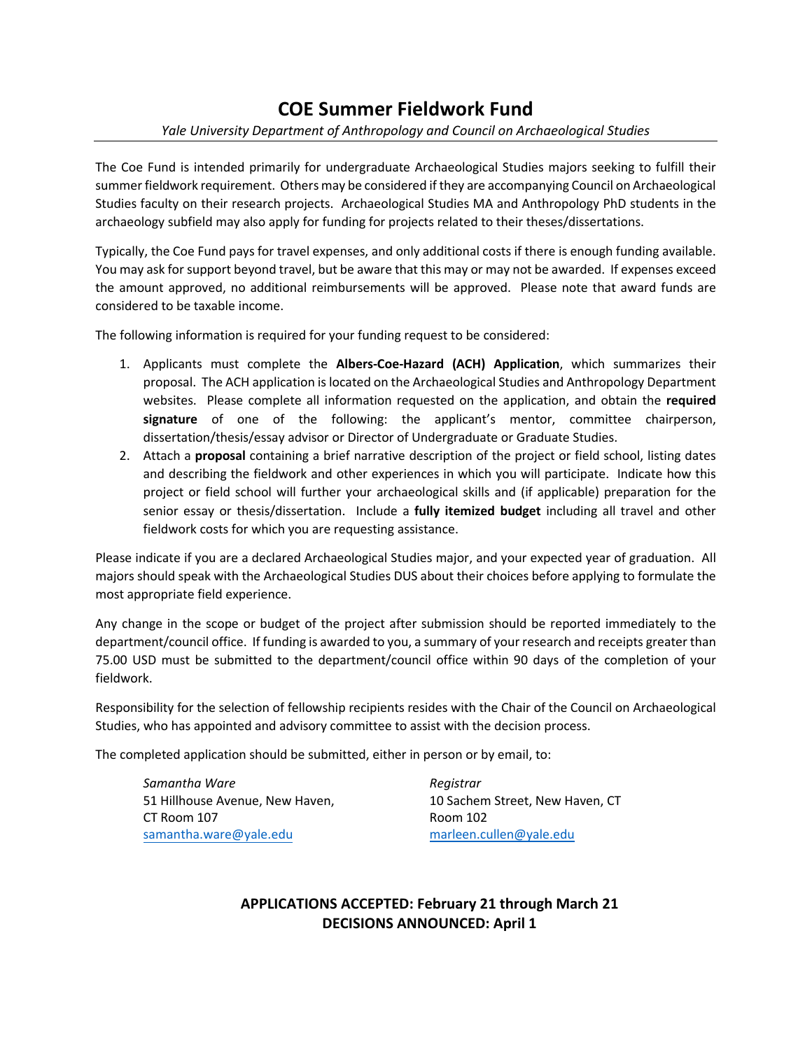# COE Summer Fieldwork Fund

*Yale University Department of Anthropology and Council on Archaeological Studies*

The Coe Fund is intended primarily for undergraduate Archaeological Studies majors seeking to fulfill their summer fieldwork requirement. Others may be considered if they are accompanying Council on Archaeological Studies faculty on their research projects. Archaeological Studies MA and Anthropology PhD students in the archaeology subfield may also apply for funding for projects related to their theses/dissertations.

Typically, the Coe Fund pays for travel expenses, and only additional costs if there is enough funding available. You may ask for support beyond travel, but be aware that this may or may not be awarded. If expenses exceed the amount approved, no additional reimbursements will be approved. Please note that award funds are considered to be taxable income.

The following information is required for your funding request to be considered:

1. Applicants must complete the **Albers-Coe-Hazard (ACH) Application**, which summarizes their proposal. The ACH application is located on the Archaeological Studies and Anthropology Department websites. Please complete all information requested on the application, and obtain the **required signature** of one of the following: the applicant's mentor, committee chairperson, dissertation/thesis/essay advisor or Director of Undergraduate or Graduate Studies.
2. Attach a **proposal** containing a brief narrative description of the project or field school, listing dates and describing the fieldwork and other experiences in which you will participate. Indicate how this project or field school will further your archaeological skills and (if applicable) preparation for the senior essay or thesis/dissertation. Include a **fully itemized budget** including all travel and other fieldwork costs for which you are requesting assistance.

Please indicate if you are a declared Archaeological Studies major, and your expected year of graduation. All majors should speak with the Archaeological Studies DUS about their choices before applying to formulate the most appropriate field experience.

Any change in the scope or budget of the project after submission should be reported immediately to the department/council office. If funding is awarded to you, a summary of your research and receipts greater than 75.00 USD must be submitted to the department/council office within 90 days of the completion of your fieldwork.

Responsibility for the selection of fellowship recipients resides with the Chair of the Council on Archaeological Studies, who has appointed and advisory committee to assist with the decision process.

The completed application should be submitted, either in person or by email, to:

*Samantha Ware*
51 Hillhouse Avenue, New Haven, CT Room 107
samantha.ware@yale.edu

*Registrar*
10 Sachem Street, New Haven, CT
Room 102
marleen.cullen@yale.edu

**APPLICATIONS ACCEPTED: February 21 through March 21**
**DECISIONS ANNOUNCED: April 1**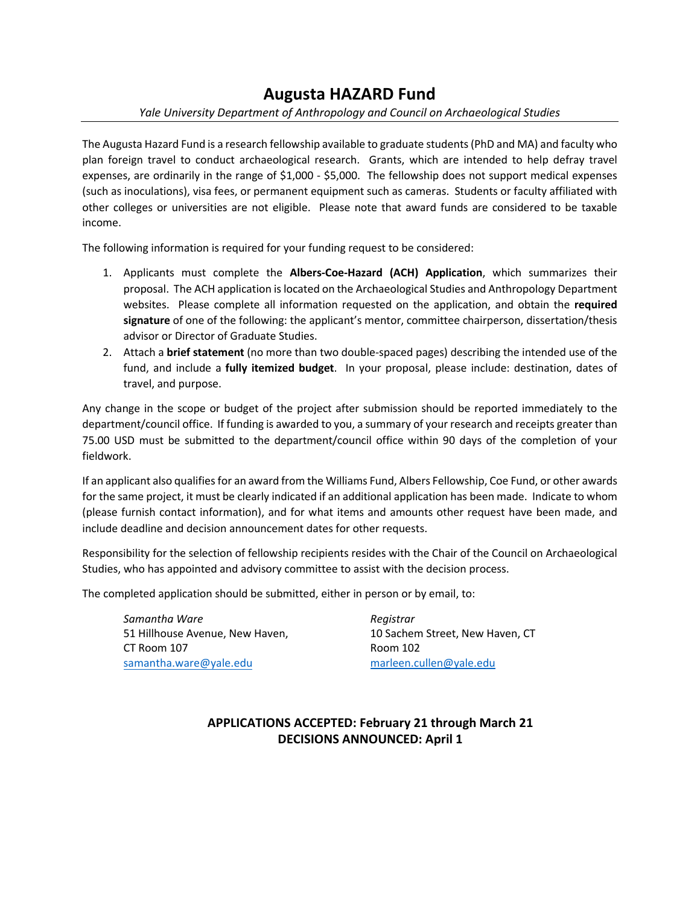# Augusta HAZARD Fund

*Yale University Department of Anthropology and Council on Archaeological Studies*

---

The Augusta Hazard Fund is a research fellowship available to graduate students (PhD and MA) and faculty who plan foreign travel to conduct archaeological research. Grants, which are intended to help defray travel expenses, are ordinarily in the range of $1,000 - $5,000. The fellowship does not support medical expenses (such as inoculations), visa fees, or permanent equipment such as cameras. Students or faculty affiliated with other colleges or universities are not eligible. Please note that award funds are considered to be taxable income.

The following information is required for your funding request to be considered:

1. Applicants must complete the **Albers-Coe-Hazard (ACH) Application**, which summarizes their proposal. The ACH application is located on the Archaeological Studies and Anthropology Department websites. Please complete all information requested on the application, and obtain the **required signature** of one of the following: the applicant's mentor, committee chairperson, dissertation/thesis advisor or Director of Graduate Studies.
2. Attach a **brief statement** (no more than two double-spaced pages) describing the intended use of the fund, and include a **fully itemized budget**. In your proposal, please include: destination, dates of travel, and purpose.

Any change in the scope or budget of the project after submission should be reported immediately to the department/council office. If funding is awarded to you, a summary of your research and receipts greater than 75.00 USD must be submitted to the department/council office within 90 days of the completion of your fieldwork.

If an applicant also qualifies for an award from the Williams Fund, Albers Fellowship, Coe Fund, or other awards for the same project, it must be clearly indicated if an additional application has been made. Indicate to whom (please furnish contact information), and for what items and amounts other request have been made, and include deadline and decision announcement dates for other requests.

Responsibility for the selection of fellowship recipients resides with the Chair of the Council on Archaeological Studies, who has appointed and advisory committee to assist with the decision process.

The completed application should be submitted, either in person or by email, to:

*Samantha Ware*
51 Hillhouse Avenue, New Haven,
CT Room 107
samantha.ware@yale.edu

*Registrar*
10 Sachem Street, New Haven, CT
Room 102
marleen.cullen@yale.edu

**APPLICATIONS ACCEPTED: February 21 through March 21**
**DECISIONS ANNOUNCED: April 1**